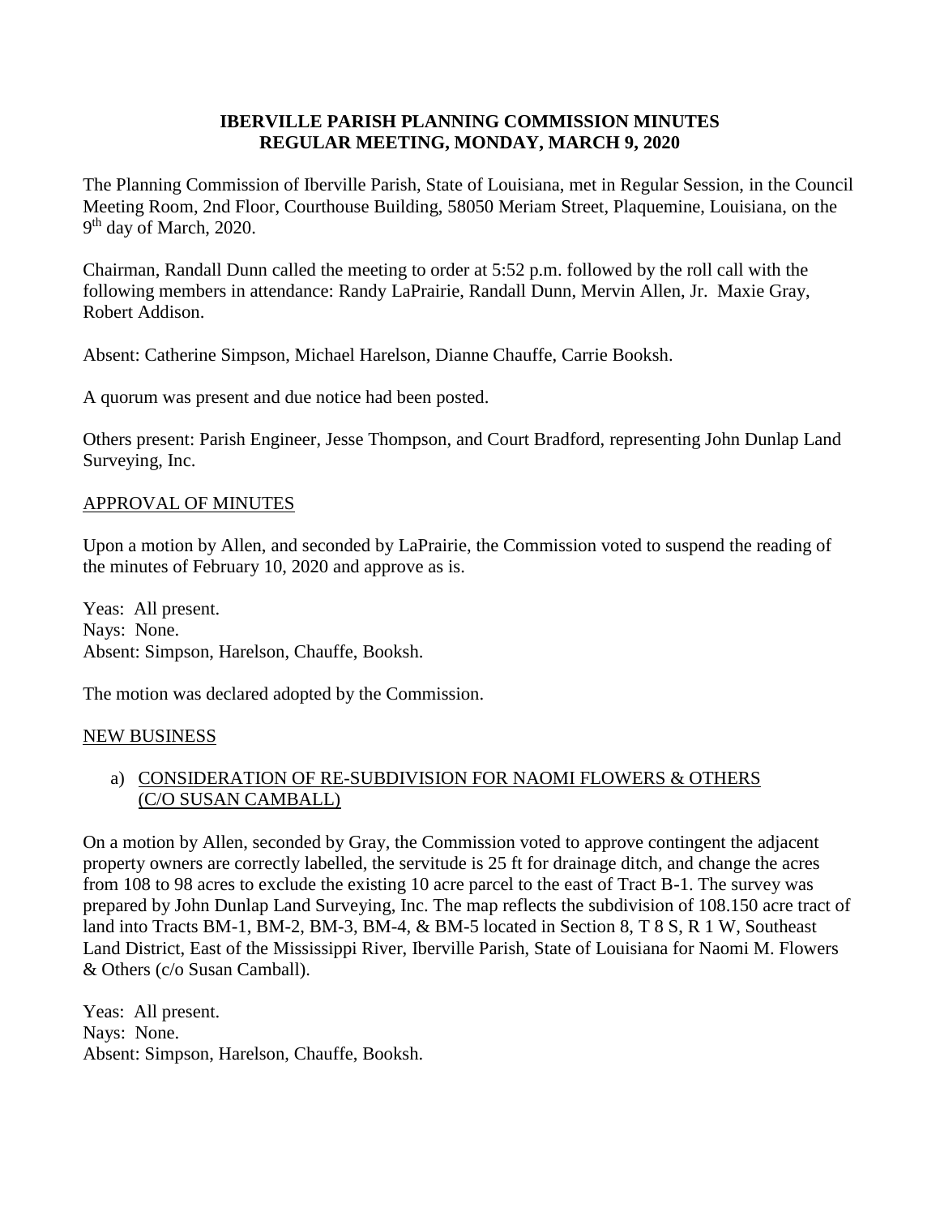**IBERVILLE PARISH PLANNING COMMISSION MINUTES**
**REGULAR MEETING, MONDAY, MARCH 9, 2020**

The Planning Commission of Iberville Parish, State of Louisiana, met in Regular Session, in the Council Meeting Room, 2nd Floor, Courthouse Building, 58050 Meriam Street, Plaquemine, Louisiana, on the 9th day of March, 2020.

Chairman, Randall Dunn called the meeting to order at 5:52 p.m. followed by the roll call with the following members in attendance: Randy LaPrairie, Randall Dunn, Mervin Allen, Jr. Maxie Gray, Robert Addison.

Absent: Catherine Simpson, Michael Harelson, Dianne Chauffe, Carrie Booksh.

A quorum was present and due notice had been posted.

Others present: Parish Engineer, Jesse Thompson, and Court Bradford, representing John Dunlap Land Surveying, Inc.

APPROVAL OF MINUTES

Upon a motion by Allen, and seconded by LaPrairie, the Commission voted to suspend the reading of the minutes of February 10, 2020 and approve as is.

Yeas: All present.
Nays: None.
Absent: Simpson, Harelson, Chauffe, Booksh.

The motion was declared adopted by the Commission.

NEW BUSINESS

a) CONSIDERATION OF RE-SUBDIVISION FOR NAOMI FLOWERS & OTHERS (C/O SUSAN CAMBALL)

On a motion by Allen, seconded by Gray, the Commission voted to approve contingent the adjacent property owners are correctly labelled, the servitude is 25 ft for drainage ditch, and change the acres from 108 to 98 acres to exclude the existing 10 acre parcel to the east of Tract B-1. The survey was prepared by John Dunlap Land Surveying, Inc. The map reflects the subdivision of 108.150 acre tract of land into Tracts BM-1, BM-2, BM-3, BM-4, & BM-5 located in Section 8, T 8 S, R 1 W, Southeast Land District, East of the Mississippi River, Iberville Parish, State of Louisiana for Naomi M. Flowers & Others (c/o Susan Camball).

Yeas: All present.
Nays: None.
Absent: Simpson, Harelson, Chauffe, Booksh.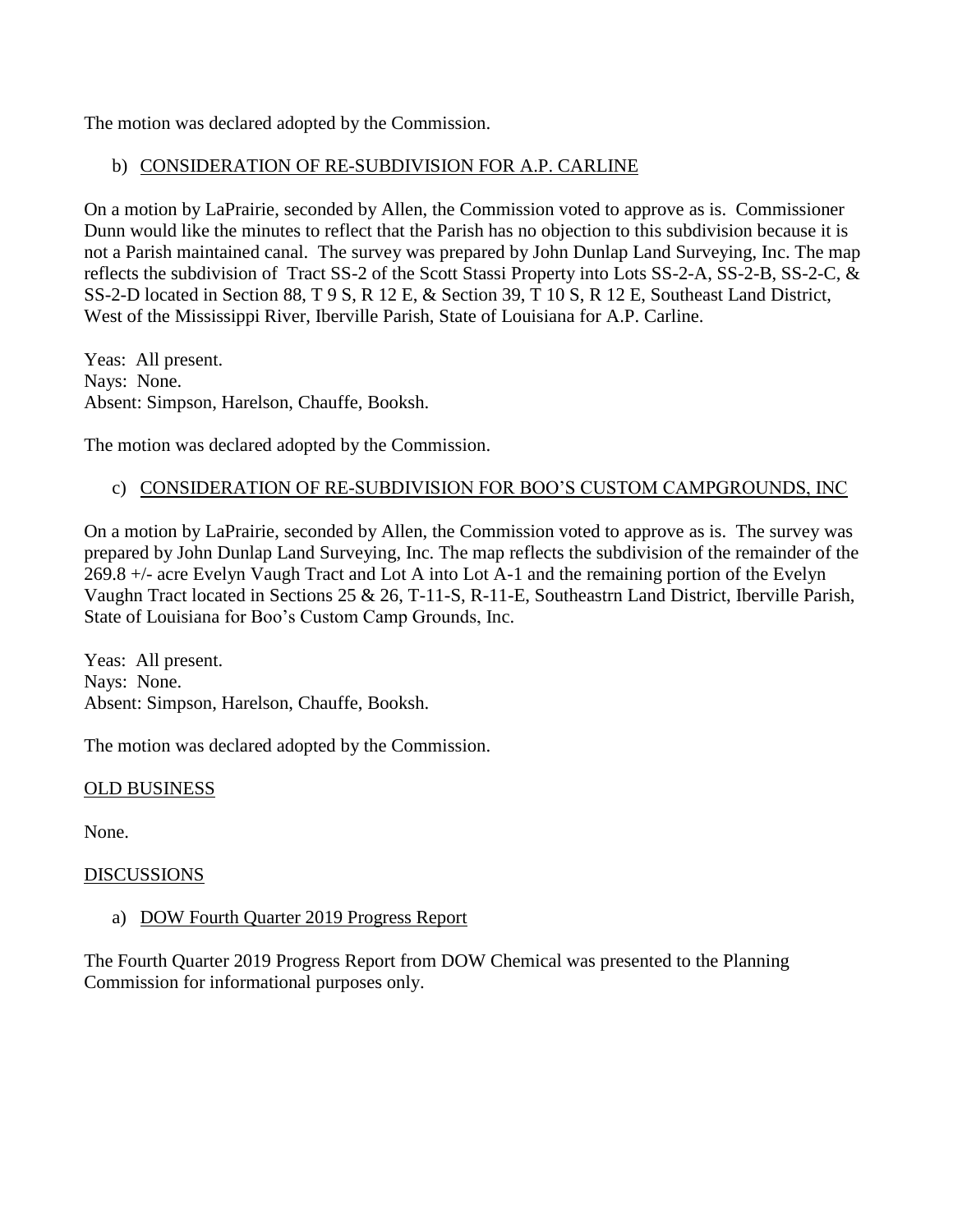The motion was declared adopted by the Commission.

b) <u>CONSIDERATION OF RE-SUBDIVISION FOR A.P. CARLINE</u>

On a motion by LaPrairie, seconded by Allen, the Commission voted to approve as is. Commissioner Dunn would like the minutes to reflect that the Parish has no objection to this subdivision because it is not a Parish maintained canal. The survey was prepared by John Dunlap Land Surveying, Inc. The map reflects the subdivision of Tract SS-2 of the Scott Stassi Property into Lots SS-2-A, SS-2-B, SS-2-C, & SS-2-D located in Section 88, T 9 S, R 12 E, & Section 39, T 10 S, R 12 E, Southeast Land District, West of the Mississippi River, Iberville Parish, State of Louisiana for A.P. Carline.

Yeas: All present.
Nays: None.
Absent: Simpson, Harelson, Chauffe, Booksh.

The motion was declared adopted by the Commission.

c) <u>CONSIDERATION OF RE-SUBDIVISION FOR BOO'S CUSTOM CAMPGROUNDS, INC</u>

On a motion by LaPrairie, seconded by Allen, the Commission voted to approve as is. The survey was prepared by John Dunlap Land Surveying, Inc. The map reflects the subdivision of the remainder of the 269.8 +/- acre Evelyn Vaugh Tract and Lot A into Lot A-1 and the remaining portion of the Evelyn Vaughn Tract located in Sections 25 & 26, T-11-S, R-11-E, Southeastrn Land District, Iberville Parish, State of Louisiana for Boo's Custom Camp Grounds, Inc.

Yeas: All present.
Nays: None.
Absent: Simpson, Harelson, Chauffe, Booksh.

The motion was declared adopted by the Commission.

<u>OLD BUSINESS</u>

None.

<u>DISCUSSIONS</u>

a) <u>DOW Fourth Quarter 2019 Progress Report</u>

The Fourth Quarter 2019 Progress Report from DOW Chemical was presented to the Planning Commission for informational purposes only.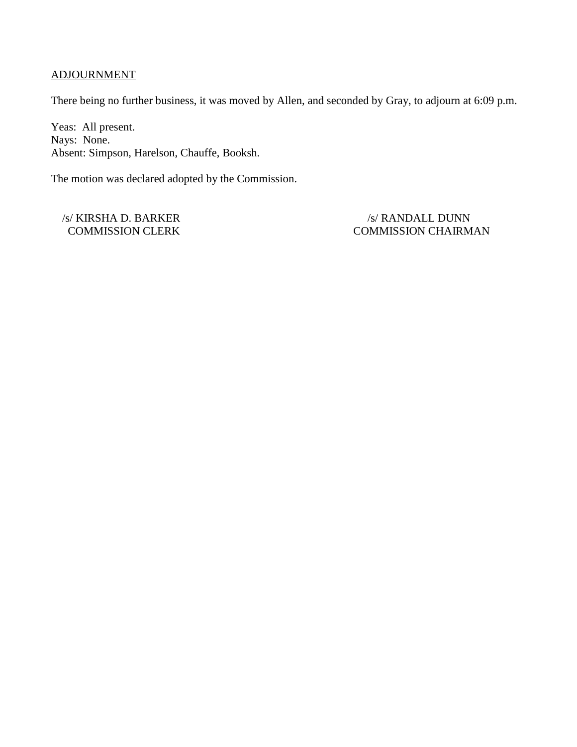<u>ADJOURNMENT</u>

There being no further business, it was moved by Allen, and seconded by Gray, to adjourn at 6:09 p.m.

Yeas: All present.
Nays: None.
Absent: Simpson, Harelson, Chauffe, Booksh.

The motion was declared adopted by the Commission.

/s/ KIRSHA D. BARKER
COMMISSION CLERK

/s/ RANDALL DUNN
COMMISSION CHAIRMAN